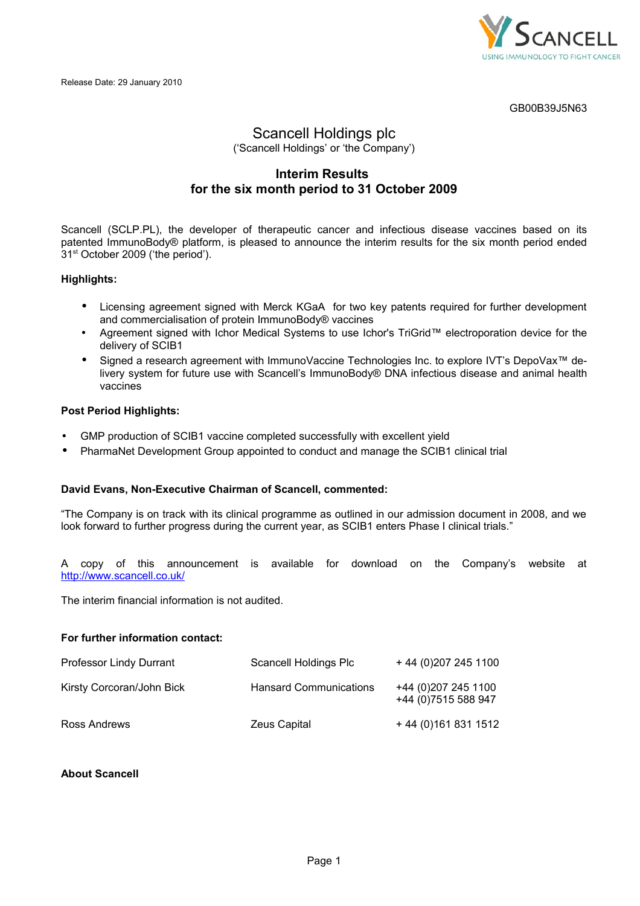Release Date: 29 January 2010

GB00B39J5N63

# Scancell Holdings plc

('Scancell Holdings' or 'the Company')

## Interim Results for the six month period to 31 October 2009

Scancell (SCLP.PL), the developer of therapeutic cancer and infectious disease vaccines based on its patented ImmunoBody® platform, is pleased to announce the interim results for the six month period ended 31st October 2009 ('the period').

**Highlights:**

- Licensing agreement signed with Merck KGaA for two key patents required for further development and commercialisation of protein ImmunoBody® vaccines
- Agreement signed with Ichor Medical Systems to use Ichor's TriGrid™ electroporation device for the delivery of SCIB1
- Signed a research agreement with ImmunoVaccine Technologies Inc. to explore IVT's DepoVax™ delivery system for future use with Scancell's ImmunoBody® DNA infectious disease and animal health vaccines

**Post Period Highlights:**

- GMP production of SCIB1 vaccine completed successfully with excellent yield
- PharmaNet Development Group appointed to conduct and manage the SCIB1 clinical trial

**David Evans, Non-Executive Chairman of Scancell, commented:**

"The Company is on track with its clinical programme as outlined in our admission document in 2008, and we look forward to further progress during the current year, as SCIB1 enters Phase I clinical trials."

A copy of this announcement is available for download on the Company's website at http://www.scancell.co.uk/

The interim financial information is not audited.

**For further information contact:**

| | | |
|---|---|---|
| Professor Lindy Durrant | Scancell Holdings Plc | + 44 (0)207 245 1100 |
| Kirsty Corcoran/John Bick | Hansard Communications | +44 (0)207 245 1100<br>+44 (0)7515 588 947 |
| Ross Andrews | Zeus Capital | + 44 (0)161 831 1512 |

**About Scancell**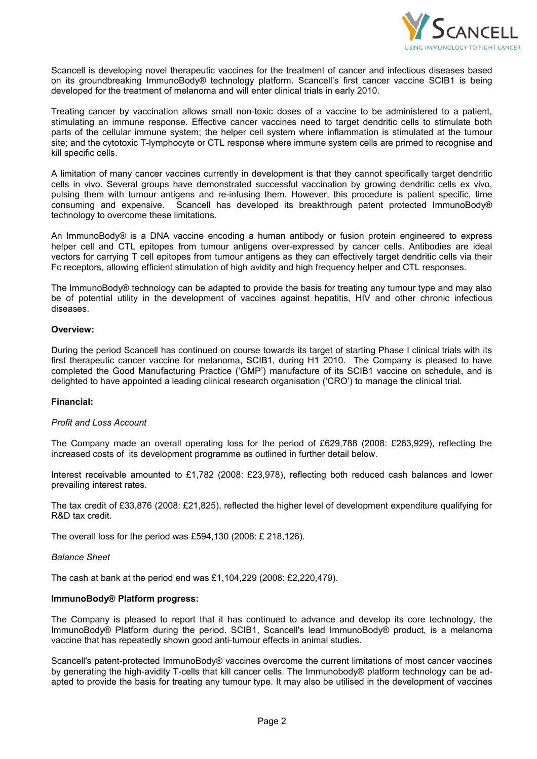Scancell is developing novel therapeutic vaccines for the treatment of cancer and infectious diseases based on its groundbreaking ImmunoBody® technology platform. Scancell's first cancer vaccine SCIB1 is being developed for the treatment of melanoma and will enter clinical trials in early 2010.

Treating cancer by vaccination allows small non-toxic doses of a vaccine to be administered to a patient, stimulating an immune response. Effective cancer vaccines need to target dendritic cells to stimulate both parts of the cellular immune system; the helper cell system where inflammation is stimulated at the tumour site; and the cytotoxic T-lymphocyte or CTL response where immune system cells are primed to recognise and kill specific cells.

A limitation of many cancer vaccines currently in development is that they cannot specifically target dendritic cells in vivo. Several groups have demonstrated successful vaccination by growing dendritic cells ex vivo, pulsing them with tumour antigens and re-infusing them. However, this procedure is patient specific, time consuming and expensive. Scancell has developed its breakthrough patent protected ImmunoBody® technology to overcome these limitations.

An ImmunoBody® is a DNA vaccine encoding a human antibody or fusion protein engineered to express helper cell and CTL epitopes from tumour antigens over-expressed by cancer cells. Antibodies are ideal vectors for carrying T cell epitopes from tumour antigens as they can effectively target dendritic cells via their Fc receptors, allowing efficient stimulation of high avidity and high frequency helper and CTL responses.

The ImmunoBody® technology can be adapted to provide the basis for treating any tumour type and may also be of potential utility in the development of vaccines against hepatitis, HIV and other chronic infectious diseases.

**Overview:**

During the period Scancell has continued on course towards its target of starting Phase I clinical trials with its first therapeutic cancer vaccine for melanoma, SCIB1, during H1 2010. The Company is pleased to have completed the Good Manufacturing Practice ('GMP') manufacture of its SCIB1 vaccine on schedule, and is delighted to have appointed a leading clinical research organisation ('CRO') to manage the clinical trial.

**Financial:**

*Profit and Loss Account*

The Company made an overall operating loss for the period of £629,788 (2008: £263,929), reflecting the increased costs of its development programme as outlined in further detail below.

Interest receivable amounted to £1,782 (2008: £23,978), reflecting both reduced cash balances and lower prevailing interest rates.

The tax credit of £33,876 (2008: £21,825), reflected the higher level of development expenditure qualifying for R&D tax credit.

The overall loss for the period was £594,130 (2008: £ 218,126).

*Balance Sheet*

The cash at bank at the period end was £1,104,229 (2008: £2,220,479).

**ImmunoBody® Platform progress:**

The Company is pleased to report that it has continued to advance and develop its core technology, the ImmunoBody® Platform during the period. SCIB1, Scancell's lead ImmunoBody® product, is a melanoma vaccine that has repeatedly shown good anti-tumour effects in animal studies.

Scancell's patent-protected ImmunoBody® vaccines overcome the current limitations of most cancer vaccines by generating the high-avidity T-cells that kill cancer cells. The Immunobody® platform technology can be adapted to provide the basis for treating any tumour type. It may also be utilised in the development of vaccines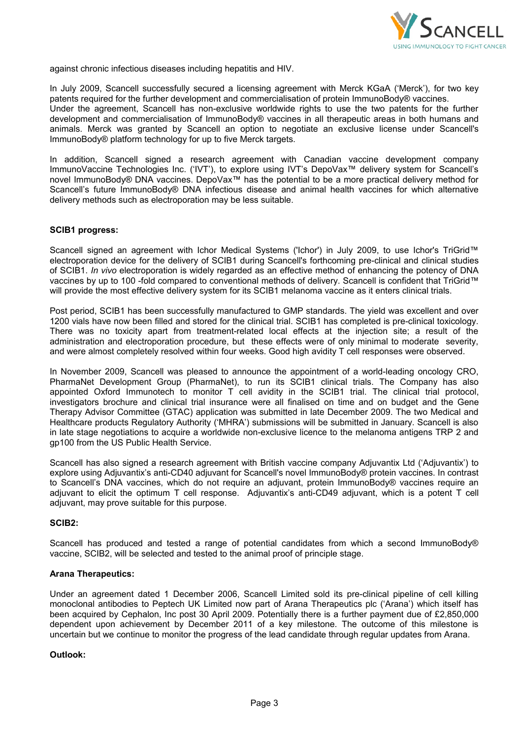against chronic infectious diseases including hepatitis and HIV.

In July 2009, Scancell successfully secured a licensing agreement with Merck KGaA ('Merck'), for two key patents required for the further development and commercialisation of protein ImmunoBody® vaccines.
Under the agreement, Scancell has non-exclusive worldwide rights to use the two patents for the further development and commercialisation of ImmunoBody® vaccines in all therapeutic areas in both humans and animals. Merck was granted by Scancell an option to negotiate an exclusive license under Scancell's ImmunoBody® platform technology for up to five Merck targets.

In addition, Scancell signed a research agreement with Canadian vaccine development company ImmunoVaccine Technologies Inc. ('IVT'), to explore using IVT's DepoVax™ delivery system for Scancell's novel ImmunoBody® DNA vaccines. DepoVax™ has the potential to be a more practical delivery method for Scancell's future ImmunoBody® DNA infectious disease and animal health vaccines for which alternative delivery methods such as electroporation may be less suitable.

**SCIB1 progress:**

Scancell signed an agreement with Ichor Medical Systems ('Ichor') in July 2009, to use Ichor's TriGrid™ electroporation device for the delivery of SCIB1 during Scancell's forthcoming pre-clinical and clinical studies of SCIB1. *In vivo* electroporation is widely regarded as an effective method of enhancing the potency of DNA vaccines by up to 100 -fold compared to conventional methods of delivery. Scancell is confident that TriGrid™ will provide the most effective delivery system for its SCIB1 melanoma vaccine as it enters clinical trials.

Post period, SCIB1 has been successfully manufactured to GMP standards. The yield was excellent and over 1200 vials have now been filled and stored for the clinical trial. SCIB1 has completed is pre-clinical toxicology. There was no toxicity apart from treatment-related local effects at the injection site; a result of the administration and electroporation procedure, but these effects were of only minimal to moderate severity, and were almost completely resolved within four weeks. Good high avidity T cell responses were observed.

In November 2009, Scancell was pleased to announce the appointment of a world-leading oncology CRO, PharmaNet Development Group (PharmaNet), to run its SCIB1 clinical trials. The Company has also appointed Oxford Immunotech to monitor T cell avidity in the SCIB1 trial. The clinical trial protocol, investigators brochure and clinical trial insurance were all finalised on time and on budget and the Gene Therapy Advisor Committee (GTAC) application was submitted in late December 2009. The two Medical and Healthcare products Regulatory Authority ('MHRA') submissions will be submitted in January. Scancell is also in late stage negotiations to acquire a worldwide non-exclusive licence to the melanoma antigens TRP 2 and gp100 from the US Public Health Service.

Scancell has also signed a research agreement with British vaccine company Adjuvantix Ltd ('Adjuvantix') to explore using Adjuvantix's anti-CD40 adjuvant for Scancell's novel ImmunoBody® protein vaccines. In contrast to Scancell's DNA vaccines, which do not require an adjuvant, protein ImmunoBody® vaccines require an adjuvant to elicit the optimum T cell response. Adjuvantix's anti-CD49 adjuvant, which is a potent T cell adjuvant, may prove suitable for this purpose.

**SCIB2:**

Scancell has produced and tested a range of potential candidates from which a second ImmunoBody® vaccine, SCIB2, will be selected and tested to the animal proof of principle stage.

**Arana Therapeutics:**

Under an agreement dated 1 December 2006, Scancell Limited sold its pre-clinical pipeline of cell killing monoclonal antibodies to Peptech UK Limited now part of Arana Therapeutics plc ('Arana') which itself has been acquired by Cephalon, Inc post 30 April 2009. Potentially there is a further payment due of £2,850,000 dependent upon achievement by December 2011 of a key milestone. The outcome of this milestone is uncertain but we continue to monitor the progress of the lead candidate through regular updates from Arana.

**Outlook:**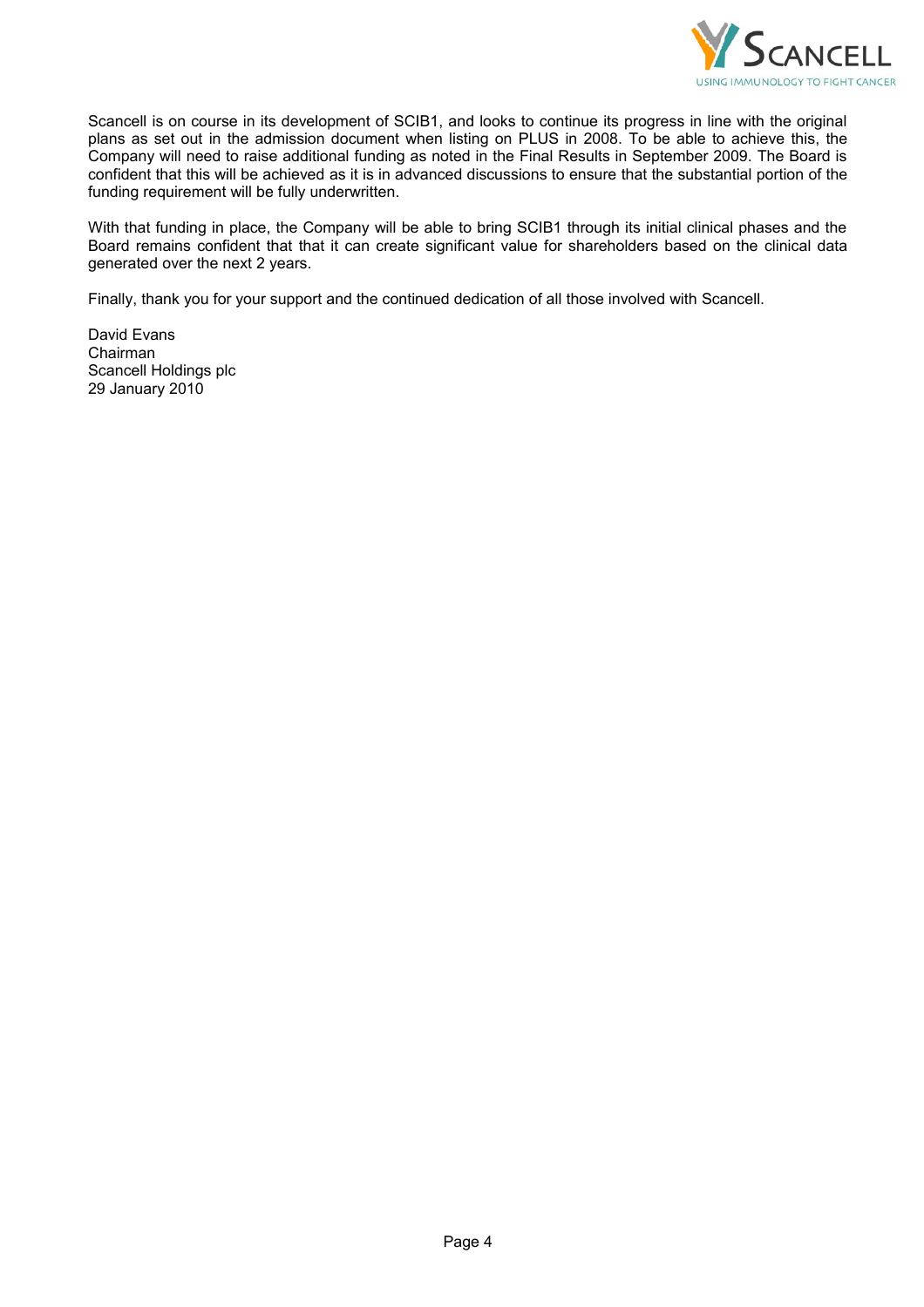Scancell is on course in its development of SCIB1, and looks to continue its progress in line with the original plans as set out in the admission document when listing on PLUS in 2008. To be able to achieve this, the Company will need to raise additional funding as noted in the Final Results in September 2009. The Board is confident that this will be achieved as it is in advanced discussions to ensure that the substantial portion of the funding requirement will be fully underwritten.

With that funding in place, the Company will be able to bring SCIB1 through its initial clinical phases and the Board remains confident that that it can create significant value for shareholders based on the clinical data generated over the next 2 years.

Finally, thank you for your support and the continued dedication of all those involved with Scancell.

David Evans
Chairman
Scancell Holdings plc
29 January 2010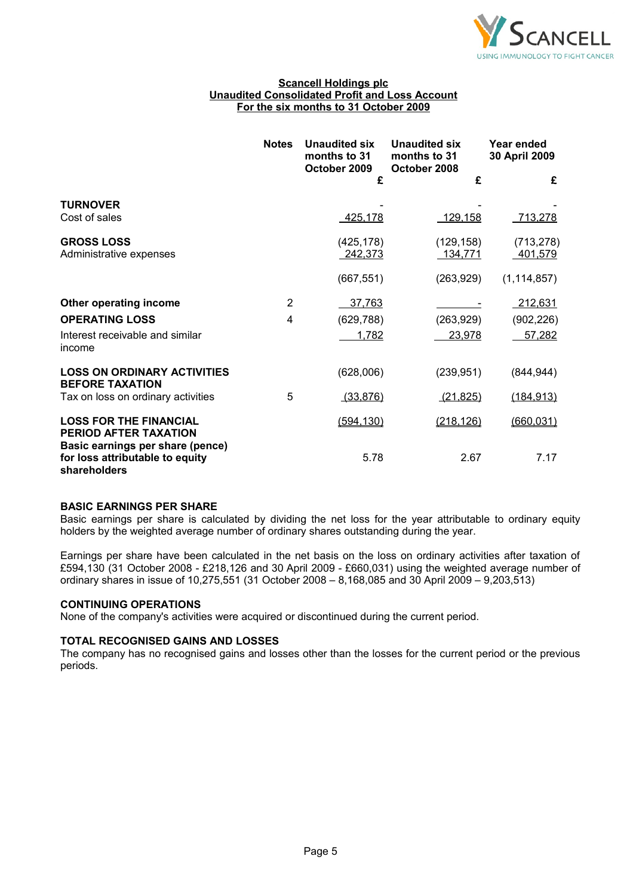**Scancell Holdings plc**
**Unaudited Consolidated Profit and Loss Account**
**For the six months to 31 October 2009**

| | Notes | Unaudited six months to 31 October 2009 £ | Unaudited six months to 31 October 2008 £ | Year ended 30 April 2009 £ |
|---|---|---|---|---|
| **TURNOVER** | | - | - | - |
| Cost of sales | | 425,178 | 129,158 | 713,278 |
| **GROSS LOSS** | | (425,178) | (129,158) | (713,278) |
| Administrative expenses | | 242,373 | 134,771 | 401,579 |
| | | (667,551) | (263,929) | (1,114,857) |
| **Other operating income** | 2 | 37,763 | - | 212,631 |
| **OPERATING LOSS** | 4 | (629,788) | (263,929) | (902,226) |
| Interest receivable and similar income | | 1,782 | 23,978 | 57,282 |
| **LOSS ON ORDINARY ACTIVITIES BEFORE TAXATION** | | (628,006) | (239,951) | (844,944) |
| Tax on loss on ordinary activities | 5 | (33,876) | (21,825) | (184,913) |
| **LOSS FOR THE FINANCIAL PERIOD AFTER TAXATION** | | (594,130) | (218,126) | (660,031) |
| **Basic earnings per share (pence) for loss attributable to equity shareholders** | | 5.78 | 2.67 | 7.17 |

**BASIC EARNINGS PER SHARE**

Basic earnings per share is calculated by dividing the net loss for the year attributable to ordinary equity holders by the weighted average number of ordinary shares outstanding during the year.

Earnings per share have been calculated in the net basis on the loss on ordinary activities after taxation of £594,130 (31 October 2008 - £218,126 and 30 April 2009 - £660,031) using the weighted average number of ordinary shares in issue of 10,275,551 (31 October 2008 – 8,168,085 and 30 April 2009 – 9,203,513)

**CONTINUING OPERATIONS**

None of the company's activities were acquired or discontinued during the current period.

**TOTAL RECOGNISED GAINS AND LOSSES**

The company has no recognised gains and losses other than the losses for the current period or the previous periods.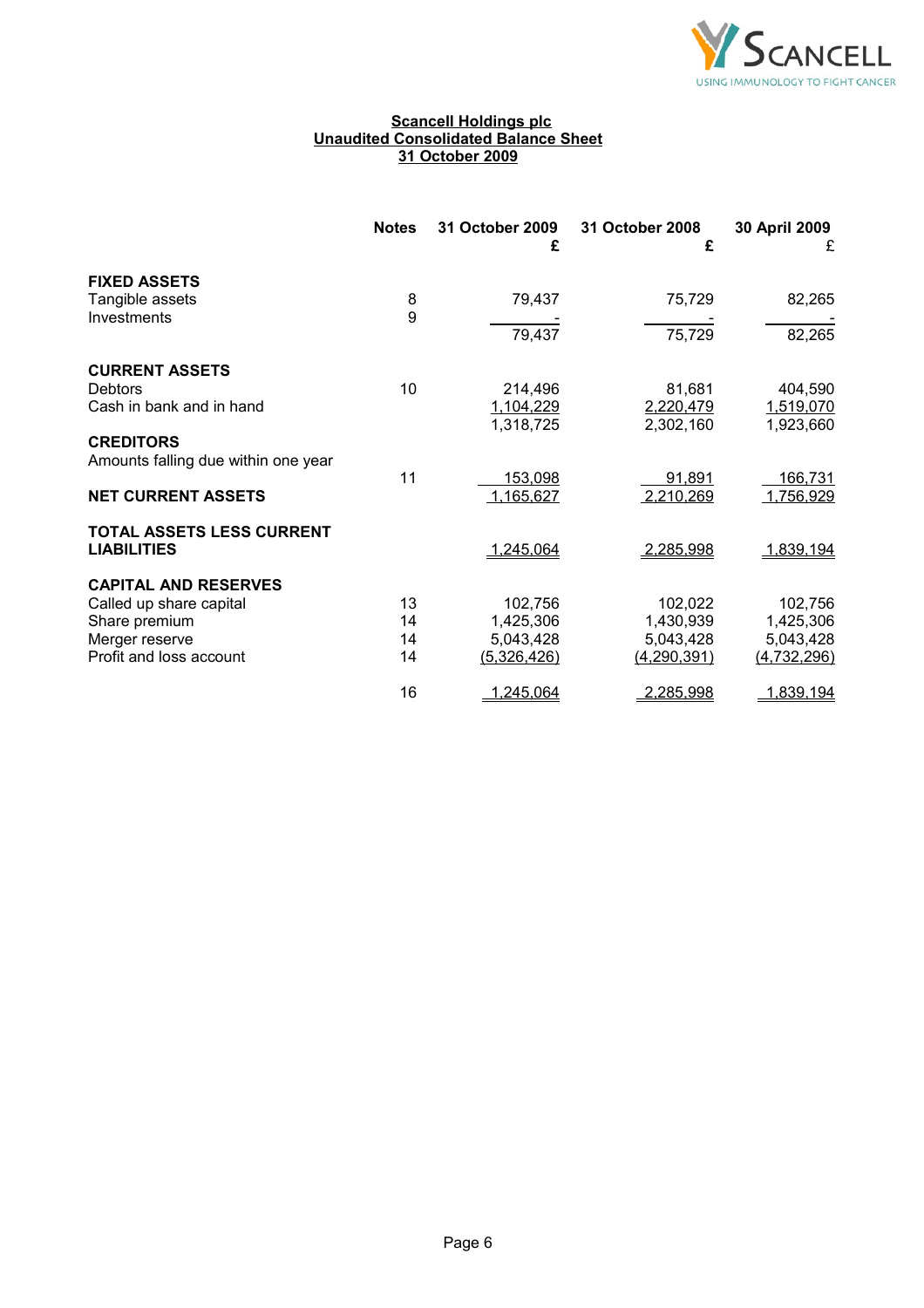**Scancell Holdings plc**
**Unaudited Consolidated Balance Sheet**
**31 October 2009**

| | Notes | 31 October 2009 £ | 31 October 2008 £ | 30 April 2009 £ |
|---|---|---|---|---|
| **FIXED ASSETS** | | | | |
| Tangible assets | 8 | 79,437 | 75,729 | 82,265 |
| Investments | 9 | - | - | - |
| | | 79,437 | 75,729 | 82,265 |
| **CURRENT ASSETS** | | | | |
| Debtors | 10 | 214,496 | 81,681 | 404,590 |
| Cash in bank and in hand | | 1,104,229 | 2,220,479 | 1,519,070 |
| | | 1,318,725 | 2,302,160 | 1,923,660 |
| **CREDITORS** | | | | |
| Amounts falling due within one year | 11 | 153,098 | 91,891 | 166,731 |
| **NET CURRENT ASSETS** | | 1,165,627 | 2,210,269 | 1,756,929 |
| **TOTAL ASSETS LESS CURRENT LIABILITIES** | | 1,245,064 | 2,285,998 | 1,839,194 |
| **CAPITAL AND RESERVES** | | | | |
| Called up share capital | 13 | 102,756 | 102,022 | 102,756 |
| Share premium | 14 | 1,425,306 | 1,430,939 | 1,425,306 |
| Merger reserve | 14 | 5,043,428 | 5,043,428 | 5,043,428 |
| Profit and loss account | 14 | (5,326,426) | (4,290,391) | (4,732,296) |
| | 16 | 1,245,064 | 2,285,998 | 1,839,194 |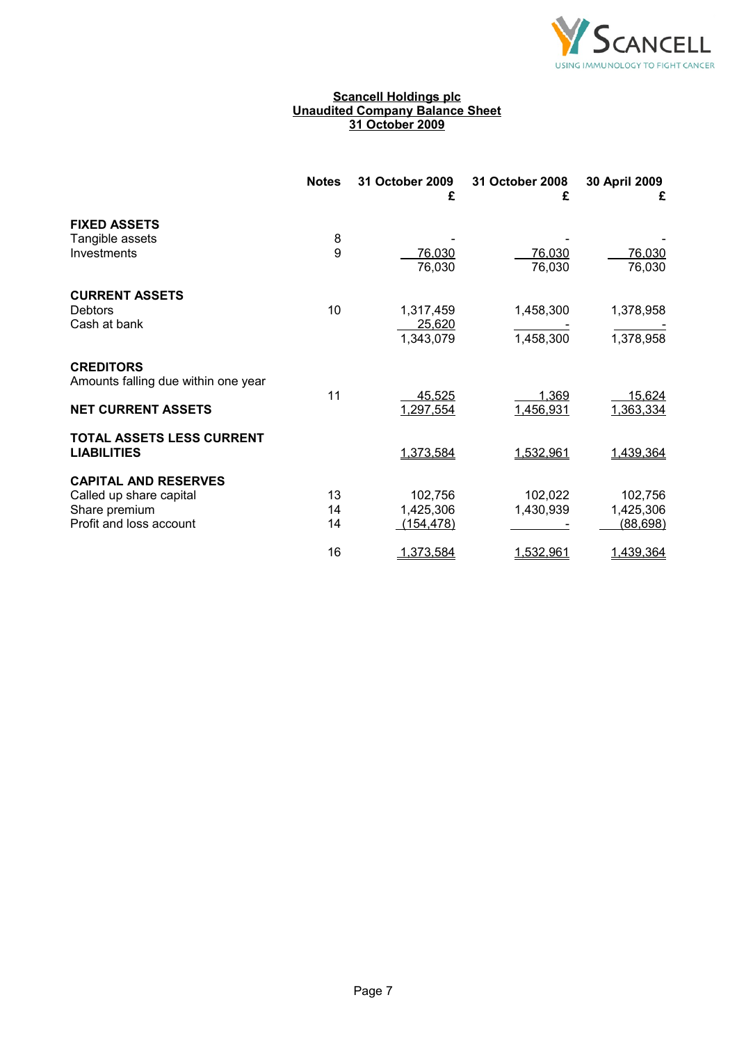**Scancell Holdings plc**
**Unaudited Company Balance Sheet**
**31 October 2009**

| | Notes | 31 October 2009 £ | 31 October 2008 £ | 30 April 2009 £ |
|---|---|---|---|---|
| **FIXED ASSETS** | | | | |
| Tangible assets | 8 | - | - | - |
| Investments | 9 | 76,030 | 76,030 | 76,030 |
| | | 76,030 | 76,030 | 76,030 |
| **CURRENT ASSETS** | | | | |
| Debtors | 10 | 1,317,459 | 1,458,300 | 1,378,958 |
| Cash at bank | | 25,620 | - | - |
| | | 1,343,079 | 1,458,300 | 1,378,958 |
| **CREDITORS** | | | | |
| Amounts falling due within one year | 11 | 45,525 | 1,369 | 15,624 |
| **NET CURRENT ASSETS** | | 1,297,554 | 1,456,931 | 1,363,334 |
| **TOTAL ASSETS LESS CURRENT LIABILITIES** | | 1,373,584 | 1,532,961 | 1,439,364 |
| **CAPITAL AND RESERVES** | | | | |
| Called up share capital | 13 | 102,756 | 102,022 | 102,756 |
| Share premium | 14 | 1,425,306 | 1,430,939 | 1,425,306 |
| Profit and loss account | 14 | (154,478) | - | (88,698) |
| | 16 | 1,373,584 | 1,532,961 | 1,439,364 |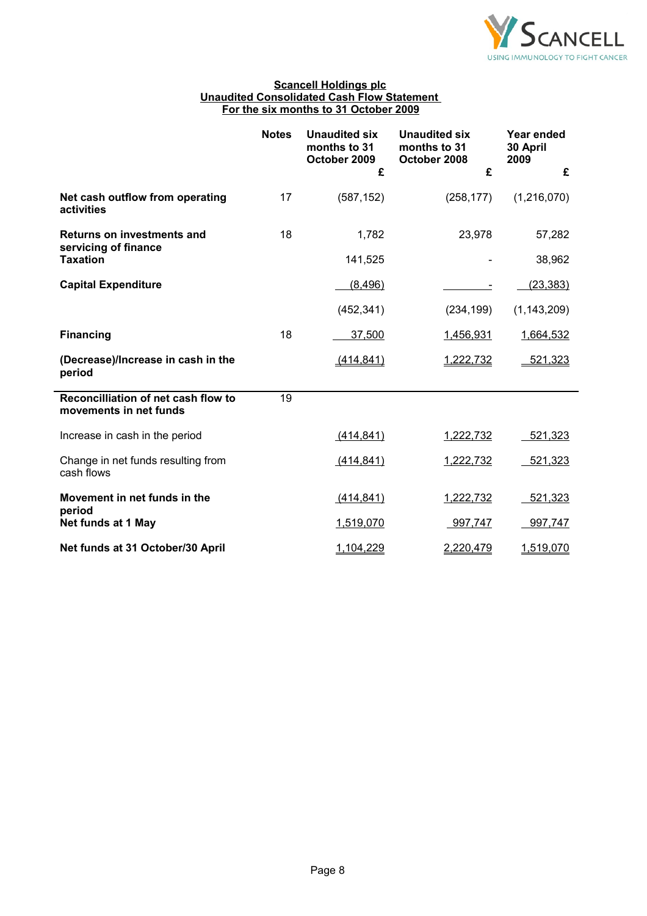**Scancell Holdings plc**
**Unaudited Consolidated Cash Flow Statement**
**For the six months to 31 October 2009**

| | Notes | Unaudited six months to 31 October 2009 £ | Unaudited six months to 31 October 2008 £ | Year ended 30 April 2009 £ |
|---|---|---|---|---|
| **Net cash outflow from operating activities** | 17 | (587,152) | (258,177) | (1,216,070) |
| **Returns on investments and servicing of finance** | 18 | 1,782 | 23,978 | 57,282 |
| **Taxation** | | 141,525 | - | 38,962 |
| **Capital Expenditure** | | (8,496) | - | (23,383) |
| | | (452,341) | (234,199) | (1,143,209) |
| **Financing** | 18 | 37,500 | 1,456,931 | 1,664,532 |
| **(Decrease)/Increase in cash in the period** | | (414,841) | 1,222,732 | 521,323 |
| **Reconcilliation of net cash flow to movements in net funds** | 19 | | | |
| Increase in cash in the period | | (414,841) | 1,222,732 | 521,323 |
| Change in net funds resulting from cash flows | | (414,841) | 1,222,732 | 521,323 |
| **Movement in net funds in the period** | | (414,841) | 1,222,732 | 521,323 |
| **Net funds at 1 May** | | 1,519,070 | 997,747 | 997,747 |
| **Net funds at 31 October/30 April** | | 1,104,229 | 2,220,479 | 1,519,070 |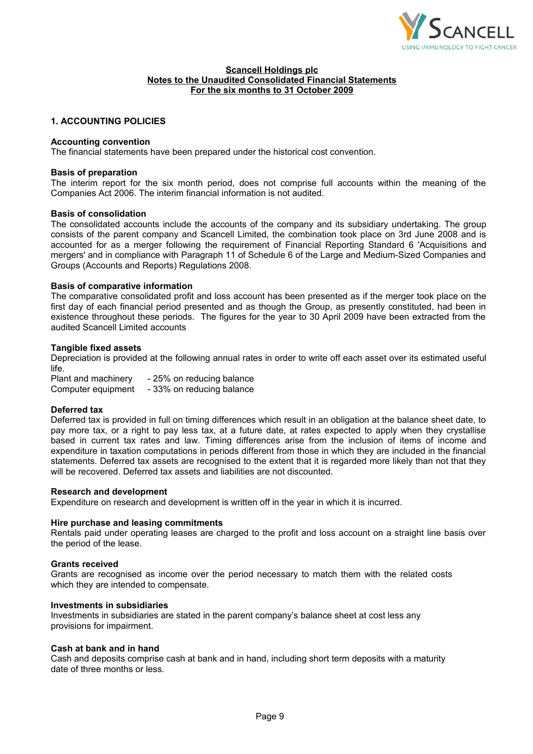**Scancell Holdings plc**
**Notes to the Unaudited Consolidated Financial Statements**
**For the six months to 31 October 2009**

## 1. ACCOUNTING POLICIES

**Accounting convention**
The financial statements have been prepared under the historical cost convention.

**Basis of preparation**
The interim report for the six month period, does not comprise full accounts within the meaning of the Companies Act 2006. The interim financial information is not audited.

**Basis of consolidation**
The consolidated accounts include the accounts of the company and its subsidiary undertaking. The group consists of the parent company and Scancell Limited, the combination took place on 3rd June 2008 and is accounted for as a merger following the requirement of Financial Reporting Standard 6 'Acquisitions and mergers' and in compliance with Paragraph 11 of Schedule 6 of the Large and Medium-Sized Companies and Groups (Accounts and Reports) Regulations 2008.

**Basis of comparative information**
The comparative consolidated profit and loss account has been presented as if the merger took place on the first day of each financial period presented and as though the Group, as presently constituted, had been in existence throughout these periods. The figures for the year to 30 April 2009 have been extracted from the audited Scancell Limited accounts

**Tangible fixed assets**
Depreciation is provided at the following annual rates in order to write off each asset over its estimated useful life.

Plant and machinery - 25% on reducing balance
Computer equipment - 33% on reducing balance

**Deferred tax**
Deferred tax is provided in full on timing differences which result in an obligation at the balance sheet date, to pay more tax, or a right to pay less tax, at a future date, at rates expected to apply when they crystallise based in current tax rates and law. Timing differences arise from the inclusion of items of income and expenditure in taxation computations in periods different from those in which they are included in the financial statements. Deferred tax assets are recognised to the extent that it is regarded more likely than not that they will be recovered. Deferred tax assets and liabilities are not discounted.

**Research and development**
Expenditure on research and development is written off in the year in which it is incurred.

**Hire purchase and leasing commitments**
Rentals paid under operating leases are charged to the profit and loss account on a straight line basis over the period of the lease.

**Grants received**
Grants are recognised as income over the period necessary to match them with the related costs which they are intended to compensate.

**Investments in subsidiaries**
Investments in subsidiaries are stated in the parent company's balance sheet at cost less any provisions for impairment.

**Cash at bank and in hand**
Cash and deposits comprise cash at bank and in hand, including short term deposits with a maturity date of three months or less.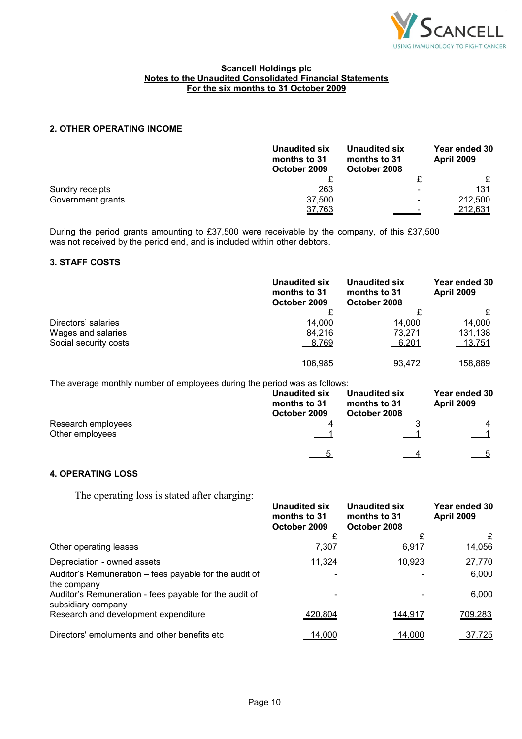**Scancell Holdings plc**
**Notes to the Unaudited Consolidated Financial Statements**
**For the six months to 31 October 2009**

## 2. OTHER OPERATING INCOME

| | Unaudited six months to 31 October 2009 | Unaudited six months to 31 October 2008 | Year ended 30 April 2009 |
|---|---|---|---|
| | £ | £ | £ |
| Sundry receipts | 263 | - | 131 |
| Government grants | 37,500 | - | 212,500 |
| | 37,763 | - | 212,631 |

During the period grants amounting to £37,500 were receivable by the company, of this £37,500 was not received by the period end, and is included within other debtors.

## 3. STAFF COSTS

| | Unaudited six months to 31 October 2009 | Unaudited six months to 31 October 2008 | Year ended 30 April 2009 |
|---|---|---|---|
| | £ | £ | £ |
| Directors' salaries | 14,000 | 14,000 | 14,000 |
| Wages and salaries | 84,216 | 73,271 | 131,138 |
| Social security costs | 8,769 | 6,201 | 13,751 |
| | 106,985 | 93,472 | 158,889 |

The average monthly number of employees during the period was as follows:

| | Unaudited six months to 31 October 2009 | Unaudited six months to 31 October 2008 | Year ended 30 April 2009 |
|---|---|---|---|
| Research employees | 4 | 3 | 4 |
| Other employees | 1 | 1 | 1 |
| | 5 | 4 | 5 |

## 4. OPERATING LOSS

The operating loss is stated after charging:

| | Unaudited six months to 31 October 2009 | Unaudited six months to 31 October 2008 | Year ended 30 April 2009 |
|---|---|---|---|
| | £ | £ | £ |
| Other operating leases | 7,307 | 6,917 | 14,056 |
| Depreciation - owned assets | 11,324 | 10,923 | 27,770 |
| Auditor's Remuneration – fees payable for the audit of the company | - | - | 6,000 |
| Auditor's Remuneration - fees payable for the audit of subsidiary company | - | - | 6,000 |
| Research and development expenditure | 420,804 | 144,917 | 709,283 |
| Directors' emoluments and other benefits etc | 14,000 | 14,000 | 37,725 |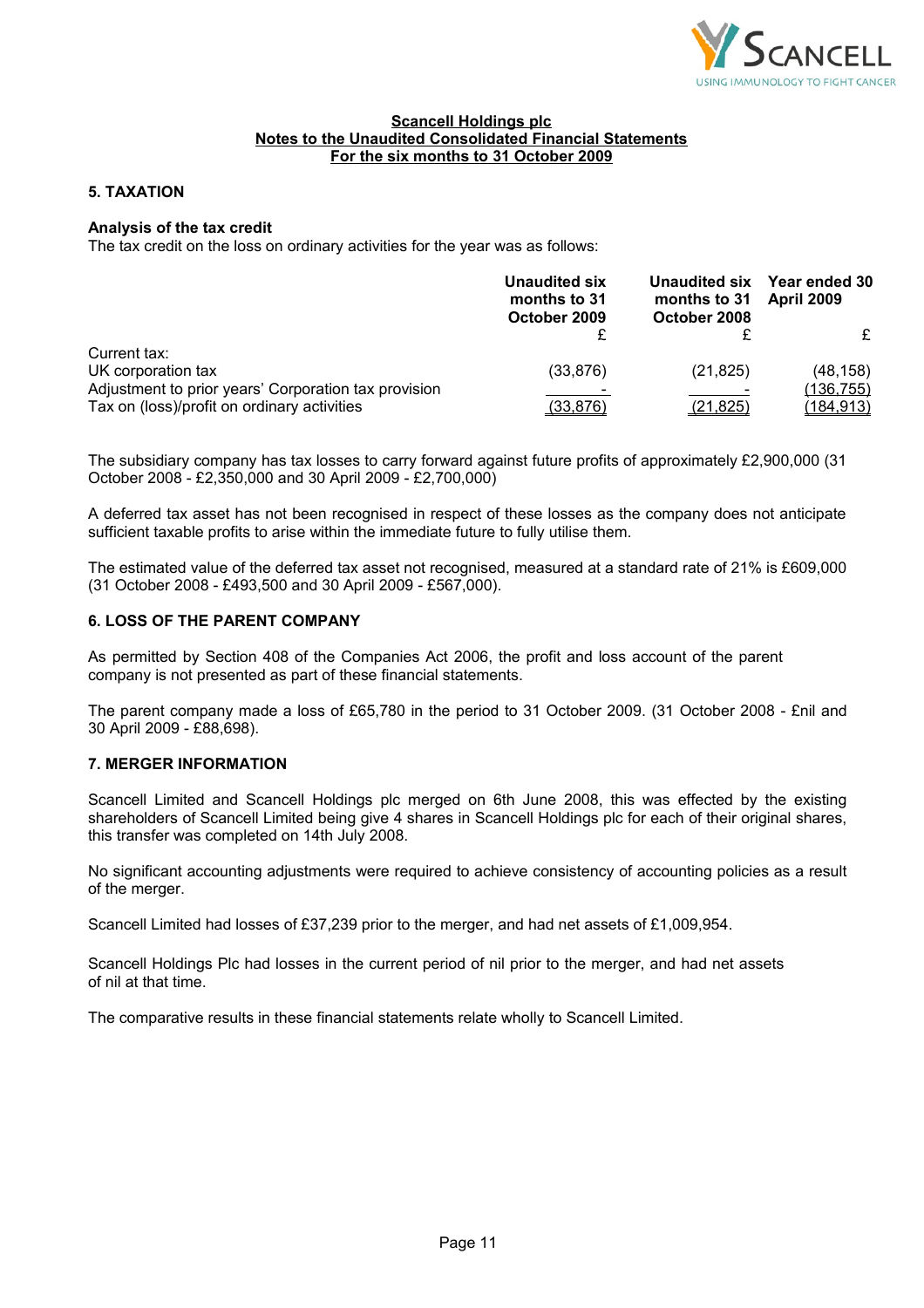**Scancell Holdings plc**
**Notes to the Unaudited Consolidated Financial Statements**
**For the six months to 31 October 2009**

## 5. TAXATION

**Analysis of the tax credit**

The tax credit on the loss on ordinary activities for the year was as follows:

| | Unaudited six months to 31 October 2009 | Unaudited six months to 31 October 2008 | Year ended 30 April 2009 |
|---|---|---|---|
| | £ | £ | £ |
| Current tax: | | | |
| UK corporation tax | (33,876) | (21,825) | (48,158) |
| Adjustment to prior years' Corporation tax provision | - | - | (136,755) |
| Tax on (loss)/profit on ordinary activities | (33,876) | (21,825) | (184,913) |

The subsidiary company has tax losses to carry forward against future profits of approximately £2,900,000 (31 October 2008 - £2,350,000 and 30 April 2009 - £2,700,000)

A deferred tax asset has not been recognised in respect of these losses as the company does not anticipate sufficient taxable profits to arise within the immediate future to fully utilise them.

The estimated value of the deferred tax asset not recognised, measured at a standard rate of 21% is £609,000 (31 October 2008 - £493,500 and 30 April 2009 - £567,000).

## 6. LOSS OF THE PARENT COMPANY

As permitted by Section 408 of the Companies Act 2006, the profit and loss account of the parent company is not presented as part of these financial statements.

The parent company made a loss of £65,780 in the period to 31 October 2009. (31 October 2008 - £nil and 30 April 2009 - £88,698).

## 7. MERGER INFORMATION

Scancell Limited and Scancell Holdings plc merged on 6th June 2008, this was effected by the existing shareholders of Scancell Limited being give 4 shares in Scancell Holdings plc for each of their original shares, this transfer was completed on 14th July 2008.

No significant accounting adjustments were required to achieve consistency of accounting policies as a result of the merger.

Scancell Limited had losses of £37,239 prior to the merger, and had net assets of £1,009,954.

Scancell Holdings Plc had losses in the current period of nil prior to the merger, and had net assets of nil at that time.

The comparative results in these financial statements relate wholly to Scancell Limited.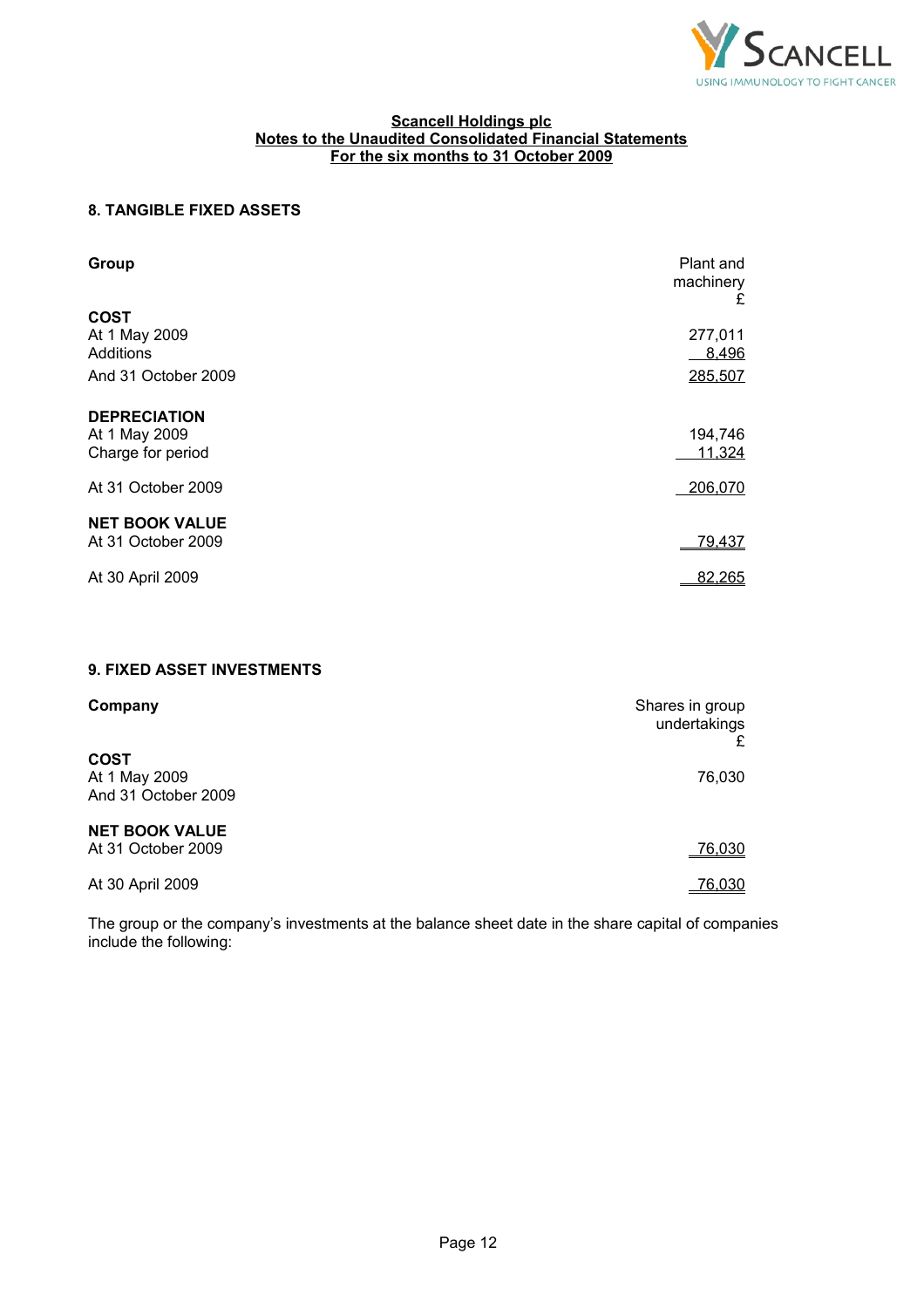**Scancell Holdings plc**
**Notes to the Unaudited Consolidated Financial Statements**
**For the six months to 31 October 2009**

## 8. TANGIBLE FIXED ASSETS

| **Group** | Plant and machinery £ |
|---|---|
| **COST** | |
| At 1 May 2009 | 277,011 |
| Additions | 8,496 |
| And 31 October 2009 | 285,507 |
| **DEPRECIATION** | |
| At 1 May 2009 | 194,746 |
| Charge for period | 11,324 |
| At 31 October 2009 | 206,070 |
| **NET BOOK VALUE** | |
| At 31 October 2009 | 79,437 |
| At 30 April 2009 | 82,265 |

## 9. FIXED ASSET INVESTMENTS

| **Company** | Shares in group undertakings £ |
|---|---|
| **COST** | |
| At 1 May 2009 And 31 October 2009 | 76,030 |
| **NET BOOK VALUE** | |
| At 31 October 2009 | 76,030 |
| At 30 April 2009 | 76,030 |

The group or the company's investments at the balance sheet date in the share capital of companies include the following: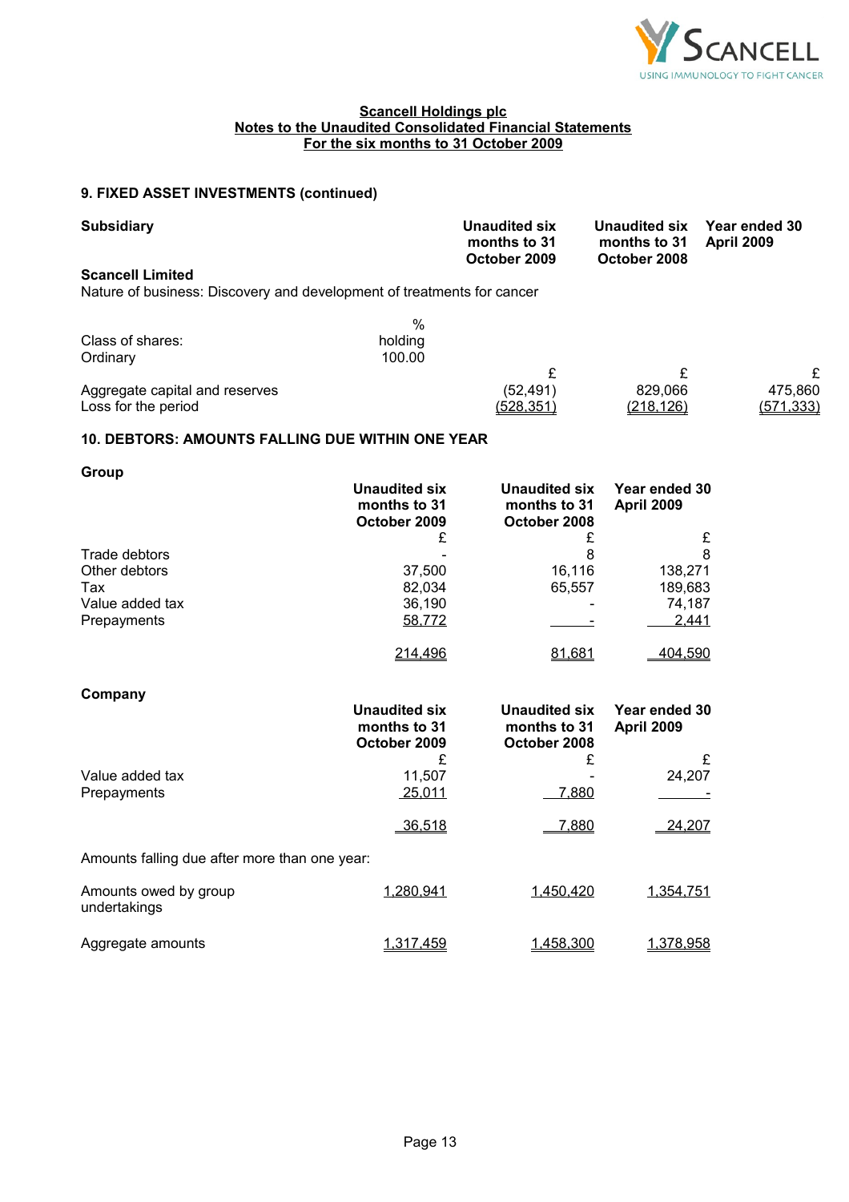**Scancell Holdings plc**
**Notes to the Unaudited Consolidated Financial Statements**
**For the six months to 31 October 2009**

## 9. FIXED ASSET INVESTMENTS (continued)

**Subsidiary**

**Scancell Limited**

Nature of business: Discovery and development of treatments for cancer

| Class of shares: | % holding |
|---|---|
| Ordinary | 100.00 |

| | Unaudited six months to 31 October 2009 | Unaudited six months to 31 October 2008 | Year ended 30 April 2009 |
|---|---|---|---|
| | £ | £ | £ |
| Aggregate capital and reserves | (52,491) | 829,066 | 475,860 |
| Loss for the period | (528,351) | (218,126) | (571,333) |

## 10. DEBTORS: AMOUNTS FALLING DUE WITHIN ONE YEAR

**Group**

| | Unaudited six months to 31 October 2009 | Unaudited six months to 31 October 2008 | Year ended 30 April 2009 |
|---|---|---|---|
| | £ | £ | £ |
| Trade debtors | - | 8 | 8 |
| Other debtors | 37,500 | 16,116 | 138,271 |
| Tax | 82,034 | 65,557 | 189,683 |
| Value added tax | 36,190 | - | 74,187 |
| Prepayments | 58,772 | - | 2,441 |
| | 214,496 | 81,681 | 404,590 |

**Company**

| | Unaudited six months to 31 October 2009 | Unaudited six months to 31 October 2008 | Year ended 30 April 2009 |
|---|---|---|---|
| | £ | £ | £ |
| Value added tax | 11,507 | - | 24,207 |
| Prepayments | 25,011 | 7,880 | - |
| | 36,518 | 7,880 | 24,207 |
| Amounts falling due after more than one year: | | | |
| Amounts owed by group undertakings | 1,280,941 | 1,450,420 | 1,354,751 |
| Aggregate amounts | 1,317,459 | 1,458,300 | 1,378,958 |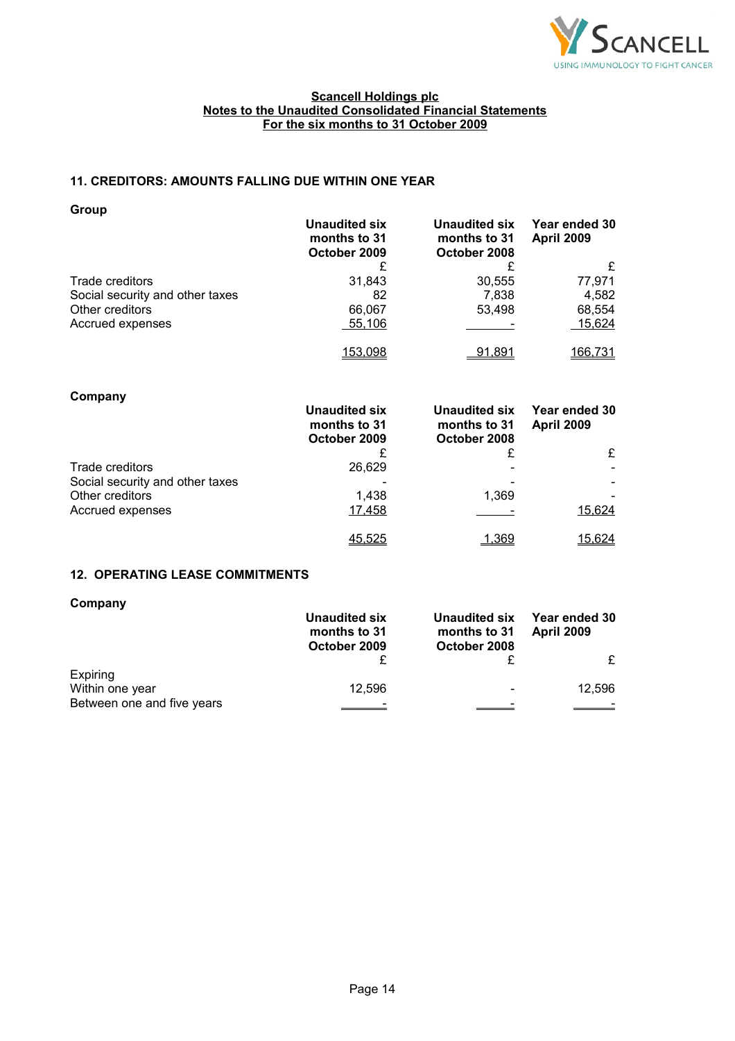**Scancell Holdings plc**
**Notes to the Unaudited Consolidated Financial Statements**
**For the six months to 31 October 2009**

## 11. CREDITORS: AMOUNTS FALLING DUE WITHIN ONE YEAR

**Group**

| | Unaudited six months to 31 October 2009 | Unaudited six months to 31 October 2008 | Year ended 30 April 2009 |
|---|---|---|---|
| | £ | £ | £ |
| Trade creditors | 31,843 | 30,555 | 77,971 |
| Social security and other taxes | 82 | 7,838 | 4,582 |
| Other creditors | 66,067 | 53,498 | 68,554 |
| Accrued expenses | 55,106 | - | 15,624 |
| | 153,098 | 91,891 | 166,731 |

**Company**

| | Unaudited six months to 31 October 2009 | Unaudited six months to 31 October 2008 | Year ended 30 April 2009 |
|---|---|---|---|
| | £ | £ | £ |
| Trade creditors | 26,629 | - | - |
| Social security and other taxes | - | - | - |
| Other creditors | 1,438 | 1,369 | - |
| Accrued expenses | 17,458 | - | 15,624 |
| | 45,525 | 1,369 | 15,624 |

## 12. OPERATING LEASE COMMITMENTS

**Company**

| | Unaudited six months to 31 October 2009 | Unaudited six months to 31 October 2008 | Year ended 30 April 2009 |
|---|---|---|---|
| | £ | £ | £ |
| Expiring | | | |
| Within one year | 12,596 | - | 12,596 |
| Between one and five years | - | - | - |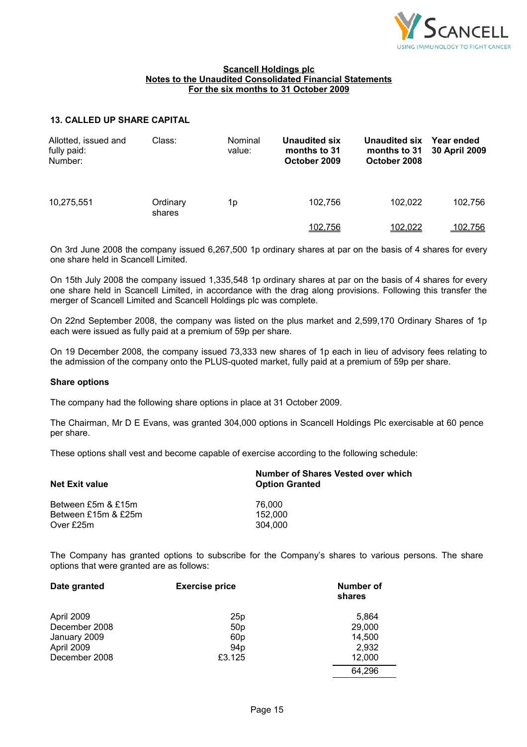**Scancell Holdings plc**
**Notes to the Unaudited Consolidated Financial Statements**
**For the six months to 31 October 2009**

### 13. CALLED UP SHARE CAPITAL

| Allotted, issued and fully paid: Number: | Class: | Nominal value: | **Unaudited six months to 31 October 2009** | **Unaudited six months to 31 October 2008** | **Year ended 30 April 2009** |
|---|---|---|---|---|---|
| 10,275,551 | Ordinary shares | 1p | 102,756 | 102,022 | 102,756 |
| | | | 102,756 | 102,022 | 102,756 |

On 3rd June 2008 the company issued 6,267,500 1p ordinary shares at par on the basis of 4 shares for every one share held in Scancell Limited.

On 15th July 2008 the company issued 1,335,548 1p ordinary shares at par on the basis of 4 shares for every one share held in Scancell Limited, in accordance with the drag along provisions. Following this transfer the merger of Scancell Limited and Scancell Holdings plc was complete.

On 22nd September 2008, the company was listed on the plus market and 2,599,170 Ordinary Shares of 1p each were issued as fully paid at a premium of 59p per share.

On 19 December 2008, the company issued 73,333 new shares of 1p each in lieu of advisory fees relating to the admission of the company onto the PLUS-quoted market, fully paid at a premium of 59p per share.

**Share options**

The company had the following share options in place at 31 October 2009.

The Chairman, Mr D E Evans, was granted 304,000 options in Scancell Holdings Plc exercisable at 60 pence per share.

These options shall vest and become capable of exercise according to the following schedule:

| **Net Exit value** | **Number of Shares Vested over which Option Granted** |
|---|---|
| Between £5m & £15m | 76,000 |
| Between £15m & £25m | 152,000 |
| Over £25m | 304,000 |

The Company has granted options to subscribe for the Company's shares to various persons. The share options that were granted are as follows:

| **Date granted** | **Exercise price** | **Number of shares** |
|---|---|---|
| April 2009 | 25p | 5,864 |
| December 2008 | 50p | 29,000 |
| January 2009 | 60p | 14,500 |
| April 2009 | 94p | 2,932 |
| December 2008 | £3.125 | 12,000 |
| | | 64,296 |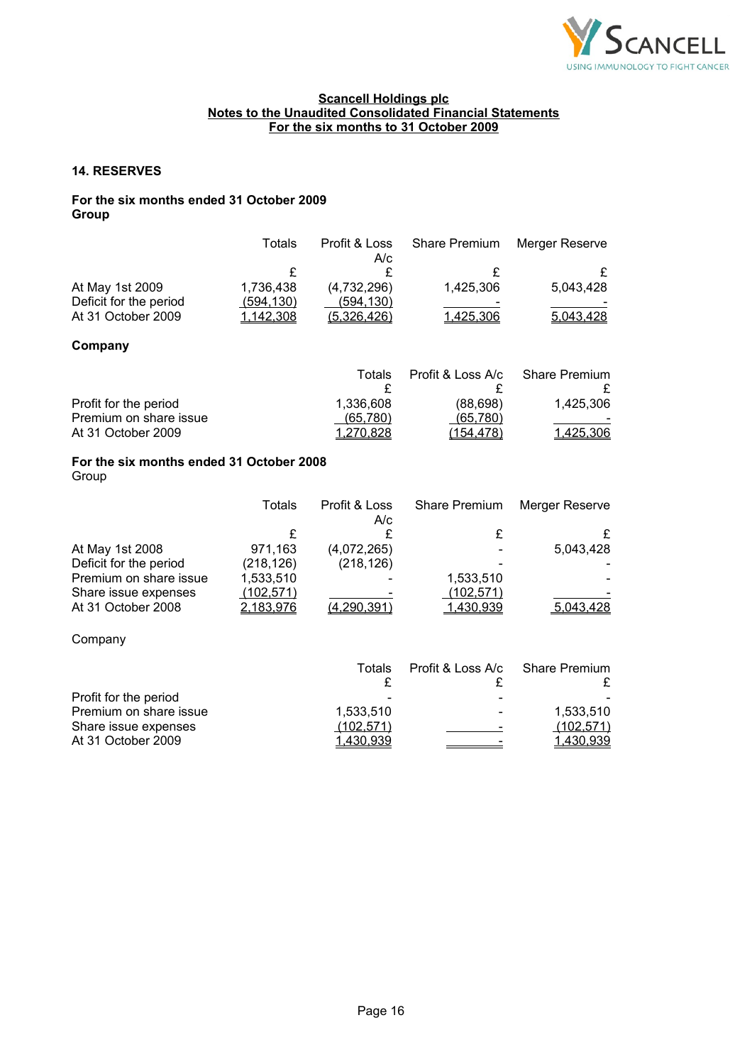**Scancell Holdings plc**
**Notes to the Unaudited Consolidated Financial Statements**
**For the six months to 31 October 2009**

## 14. RESERVES

**For the six months ended 31 October 2009**
**Group**

| | Totals | Profit & Loss A/c | Share Premium | Merger Reserve |
|---|---|---|---|---|
| | £ | £ | £ | £ |
| At May 1st 2009 | 1,736,438 | (4,732,296) | 1,425,306 | 5,043,428 |
| Deficit for the period | (594,130) | (594,130) | - | - |
| At 31 October 2009 | 1,142,308 | (5,326,426) | 1,425,306 | 5,043,428 |

**Company**

| | Totals | Profit & Loss A/c | Share Premium |
|---|---|---|---|
| | £ | £ | £ |
| Profit for the period | 1,336,608 | (88,698) | 1,425,306 |
| Premium on share issue | (65,780) | (65,780) | - |
| At 31 October 2009 | 1,270,828 | (154,478) | 1,425,306 |

**For the six months ended 31 October 2008**
Group

| | Totals | Profit & Loss A/c | Share Premium | Merger Reserve |
|---|---|---|---|---|
| | £ | £ | £ | £ |
| At May 1st 2008 | 971,163 | (4,072,265) | - | 5,043,428 |
| Deficit for the period | (218,126) | (218,126) | - | - |
| Premium on share issue | 1,533,510 | - | 1,533,510 | - |
| Share issue expenses | (102,571) | - | (102,571) | - |
| At 31 October 2008 | 2,183,976 | (4,290,391) | 1,430,939 | 5,043,428 |

Company

| | Totals | Profit & Loss A/c | Share Premium |
|---|---|---|---|
| | £ | £ | £ |
| Profit for the period | - | - | - |
| Premium on share issue | 1,533,510 | - | 1,533,510 |
| Share issue expenses | (102,571) | - | (102,571) |
| At 31 October 2009 | 1,430,939 | - | 1,430,939 |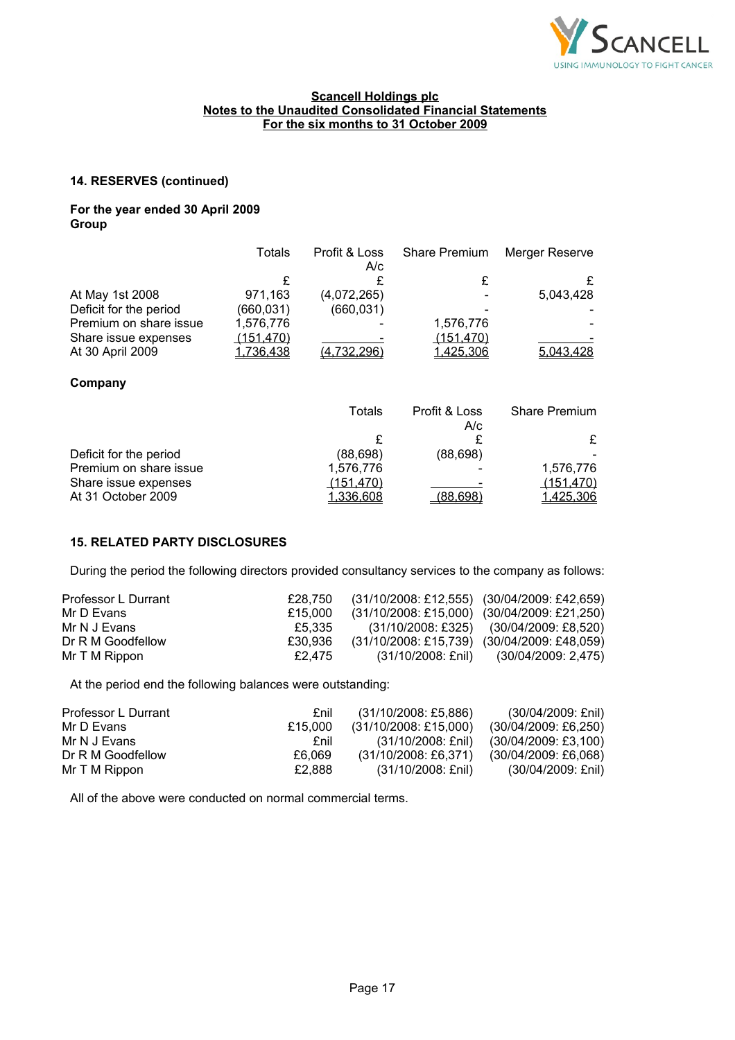**Scancell Holdings plc**
**Notes to the Unaudited Consolidated Financial Statements**
**For the six months to 31 October 2009**

### 14. RESERVES (continued)

**For the year ended 30 April 2009**
**Group**

| | Totals | Profit & Loss A/c | Share Premium | Merger Reserve |
|---|---|---|---|---|
| | £ | £ | £ | £ |
| At May 1st 2008 | 971,163 | (4,072,265) | - | 5,043,428 |
| Deficit for the period | (660,031) | (660,031) | - | - |
| Premium on share issue | 1,576,776 | - | 1,576,776 | - |
| Share issue expenses | (151,470) | - | (151,470) | - |
| At 30 April 2009 | 1,736,438 | (4,732,296) | 1,425,306 | 5,043,428 |

**Company**

| | Totals | Profit & Loss A/c | Share Premium |
|---|---|---|---|
| | £ | £ | £ |
| Deficit for the period | (88,698) | (88,698) | - |
| Premium on share issue | 1,576,776 | - | 1,576,776 |
| Share issue expenses | (151,470) | - | (151,470) |
| At 31 October 2009 | 1,336,608 | (88,698) | 1,425,306 |

### 15. RELATED PARTY DISCLOSURES

During the period the following directors provided consultancy services to the company as follows:

| | | | |
|---|---|---|---|
| Professor L Durrant | £28,750 | (31/10/2008: £12,555) | (30/04/2009: £42,659) |
| Mr D Evans | £15,000 | (31/10/2008: £15,000) | (30/04/2009: £21,250) |
| Mr N J Evans | £5,335 | (31/10/2008: £325) | (30/04/2009: £8,520) |
| Dr R M Goodfellow | £30,936 | (31/10/2008: £15,739) | (30/04/2009: £48,059) |
| Mr T M Rippon | £2,475 | (31/10/2008: £nil) | (30/04/2009: 2,475) |

At the period end the following balances were outstanding:

| | | | |
|---|---|---|---|
| Professor L Durrant | £nil | (31/10/2008: £5,886) | (30/04/2009: £nil) |
| Mr D Evans | £15,000 | (31/10/2008: £15,000) | (30/04/2009: £6,250) |
| Mr N J Evans | £nil | (31/10/2008: £nil) | (30/04/2009: £3,100) |
| Dr R M Goodfellow | £6,069 | (31/10/2008: £6,371) | (30/04/2009: £6,068) |
| Mr T M Rippon | £2,888 | (31/10/2008: £nil) | (30/04/2009: £nil) |

All of the above were conducted on normal commercial terms.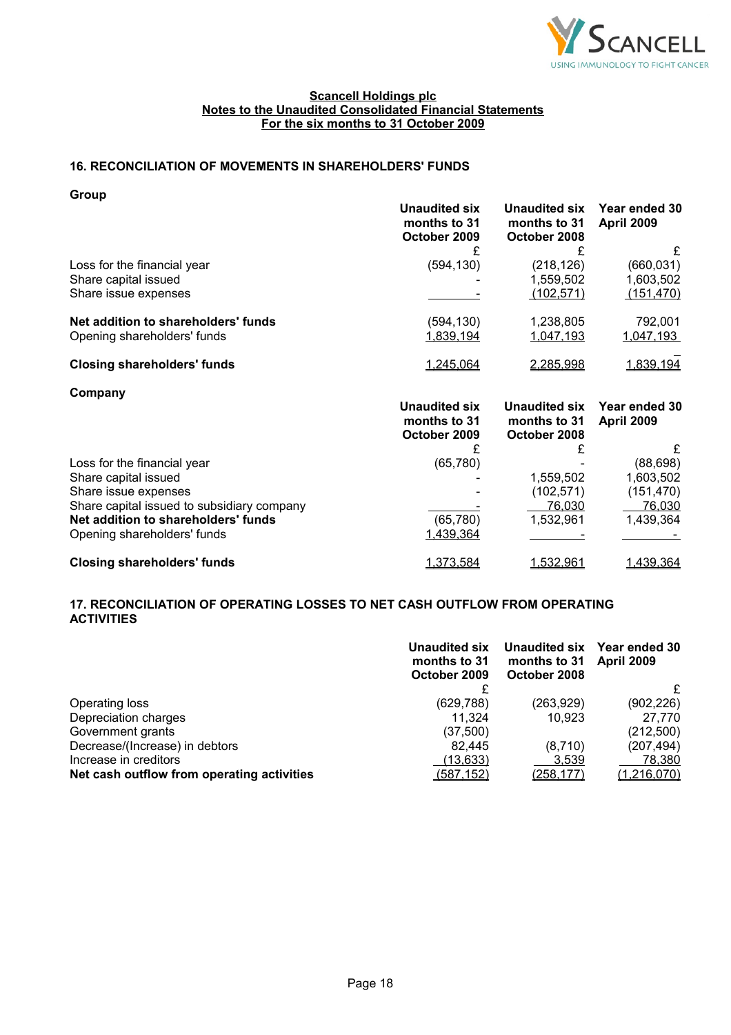**Scancell Holdings plc**
**Notes to the Unaudited Consolidated Financial Statements**
**For the six months to 31 October 2009**

## 16. RECONCILIATION OF MOVEMENTS IN SHAREHOLDERS' FUNDS

**Group**

| | Unaudited six months to 31 October 2009 | Unaudited six months to 31 October 2008 | Year ended 30 April 2009 |
|---|---|---|---|
| | £ | £ | £ |
| Loss for the financial year | (594,130) | (218,126) | (660,031) |
| Share capital issued | - | 1,559,502 | 1,603,502 |
| Share issue expenses | - | (102,571) | (151,470) |
| **Net addition to shareholders' funds** | (594,130) | 1,238,805 | 792,001 |
| Opening shareholders' funds | 1,839,194 | 1,047,193 | 1,047,193 |
| **Closing shareholders' funds** | 1,245,064 | 2,285,998 | 1,839,194 |

**Company**

| | Unaudited six months to 31 October 2009 | Unaudited six months to 31 October 2008 | Year ended 30 April 2009 |
|---|---|---|---|
| | £ | £ | £ |
| Loss for the financial year | (65,780) | - | (88,698) |
| Share capital issued | - | 1,559,502 | 1,603,502 |
| Share issue expenses | - | (102,571) | (151,470) |
| Share capital issued to subsidiary company | - | 76,030 | 76,030 |
| **Net addition to shareholders' funds** | (65,780) | 1,532,961 | 1,439,364 |
| Opening shareholders' funds | 1,439,364 | - | - |
| **Closing shareholders' funds** | 1,373,584 | 1,532,961 | 1,439,364 |

## 17. RECONCILIATION OF OPERATING LOSSES TO NET CASH OUTFLOW FROM OPERATING ACTIVITIES

| | Unaudited six months to 31 October 2009 | Unaudited six months to 31 October 2008 | Year ended 30 April 2009 |
|---|---|---|---|
| | £ | | £ |
| Operating loss | (629,788) | (263,929) | (902,226) |
| Depreciation charges | 11,324 | 10,923 | 27,770 |
| Government grants | (37,500) | | (212,500) |
| Decrease/(Increase) in debtors | 82,445 | (8,710) | (207,494) |
| Increase in creditors | (13,633) | 3,539 | 78,380 |
| **Net cash outflow from operating activities** | (587,152) | (258,177) | (1,216,070) |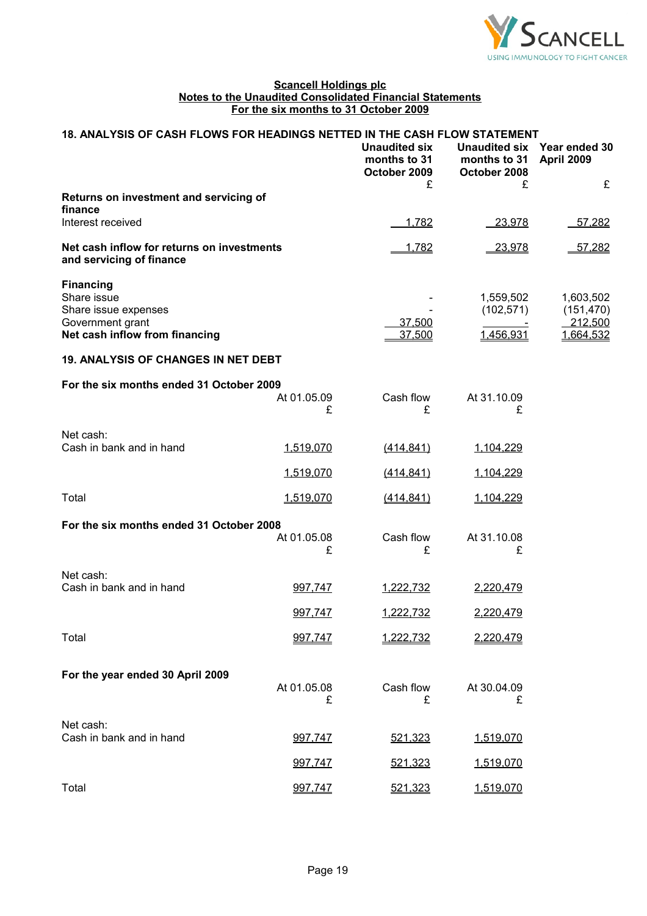**Scancell Holdings plc**
**Notes to the Unaudited Consolidated Financial Statements**
**For the six months to 31 October 2009**

## 18. ANALYSIS OF CASH FLOWS FOR HEADINGS NETTED IN THE CASH FLOW STATEMENT

| | Unaudited six months to 31 October 2009 £ | Unaudited six months to 31 October 2008 £ | Year ended 30 April 2009 £ |
|---|---|---|---|
| **Returns on investment and servicing of finance** | | | |
| Interest received | 1,782 | 23,978 | 57,282 |
| **Net cash inflow for returns on investments and servicing of finance** | 1,782 | 23,978 | 57,282 |
| **Financing** | | | |
| Share issue | - | 1,559,502 | 1,603,502 |
| Share issue expenses | - | (102,571) | (151,470) |
| Government grant | 37,500 | - | 212,500 |
| **Net cash inflow from financing** | 37,500 | 1,456,931 | 1,664,532 |

## 19. ANALYSIS OF CHANGES IN NET DEBT

**For the six months ended 31 October 2009**

| | At 01.05.09 £ | Cash flow £ | At 31.10.09 £ |
|---|---|---|---|
| Net cash: | | | |
| Cash in bank and in hand | 1,519,070 | (414,841) | 1,104,229 |
| | 1,519,070 | (414,841) | 1,104,229 |
| Total | 1,519,070 | (414,841) | 1,104,229 |

**For the six months ended 31 October 2008**

| | At 01.05.08 £ | Cash flow £ | At 31.10.08 £ |
|---|---|---|---|
| Net cash: | | | |
| Cash in bank and in hand | 997,747 | 1,222,732 | 2,220,479 |
| | 997,747 | 1,222,732 | 2,220,479 |
| Total | 997,747 | 1,222,732 | 2,220,479 |

**For the year ended 30 April 2009**

| | At 01.05.08 £ | Cash flow £ | At 30.04.09 £ |
|---|---|---|---|
| Net cash: | | | |
| Cash in bank and in hand | 997,747 | 521,323 | 1,519,070 |
| | 997,747 | 521,323 | 1,519,070 |
| Total | 997,747 | 521,323 | 1,519,070 |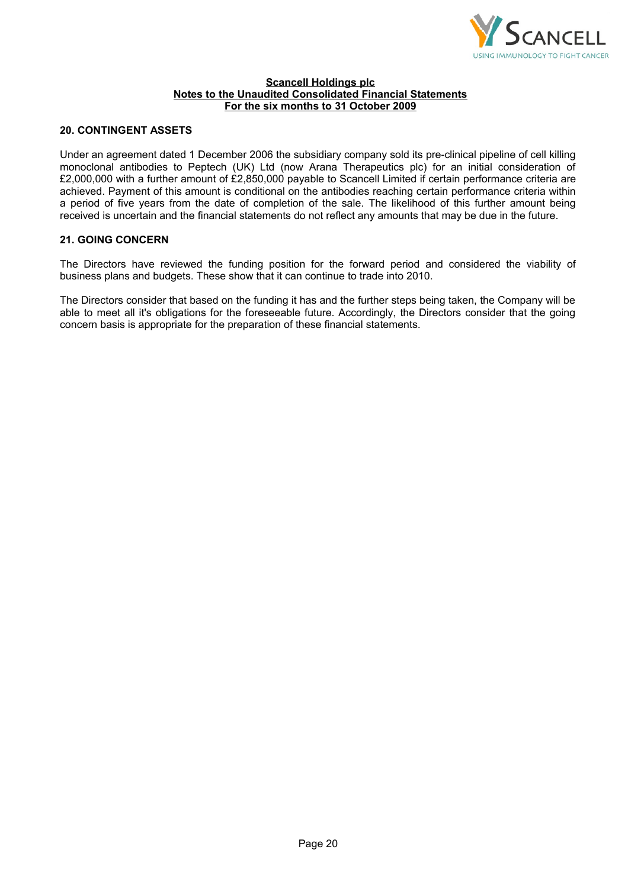**Scancell Holdings plc**
**Notes to the Unaudited Consolidated Financial Statements**
**For the six months to 31 October 2009**

## 20. CONTINGENT ASSETS

Under an agreement dated 1 December 2006 the subsidiary company sold its pre-clinical pipeline of cell killing monoclonal antibodies to Peptech (UK) Ltd (now Arana Therapeutics plc) for an initial consideration of £2,000,000 with a further amount of £2,850,000 payable to Scancell Limited if certain performance criteria are achieved. Payment of this amount is conditional on the antibodies reaching certain performance criteria within a period of five years from the date of completion of the sale. The likelihood of this further amount being received is uncertain and the financial statements do not reflect any amounts that may be due in the future.

## 21. GOING CONCERN

The Directors have reviewed the funding position for the forward period and considered the viability of business plans and budgets. These show that it can continue to trade into 2010.

The Directors consider that based on the funding it has and the further steps being taken, the Company will be able to meet all it's obligations for the foreseeable future. Accordingly, the Directors consider that the going concern basis is appropriate for the preparation of these financial statements.